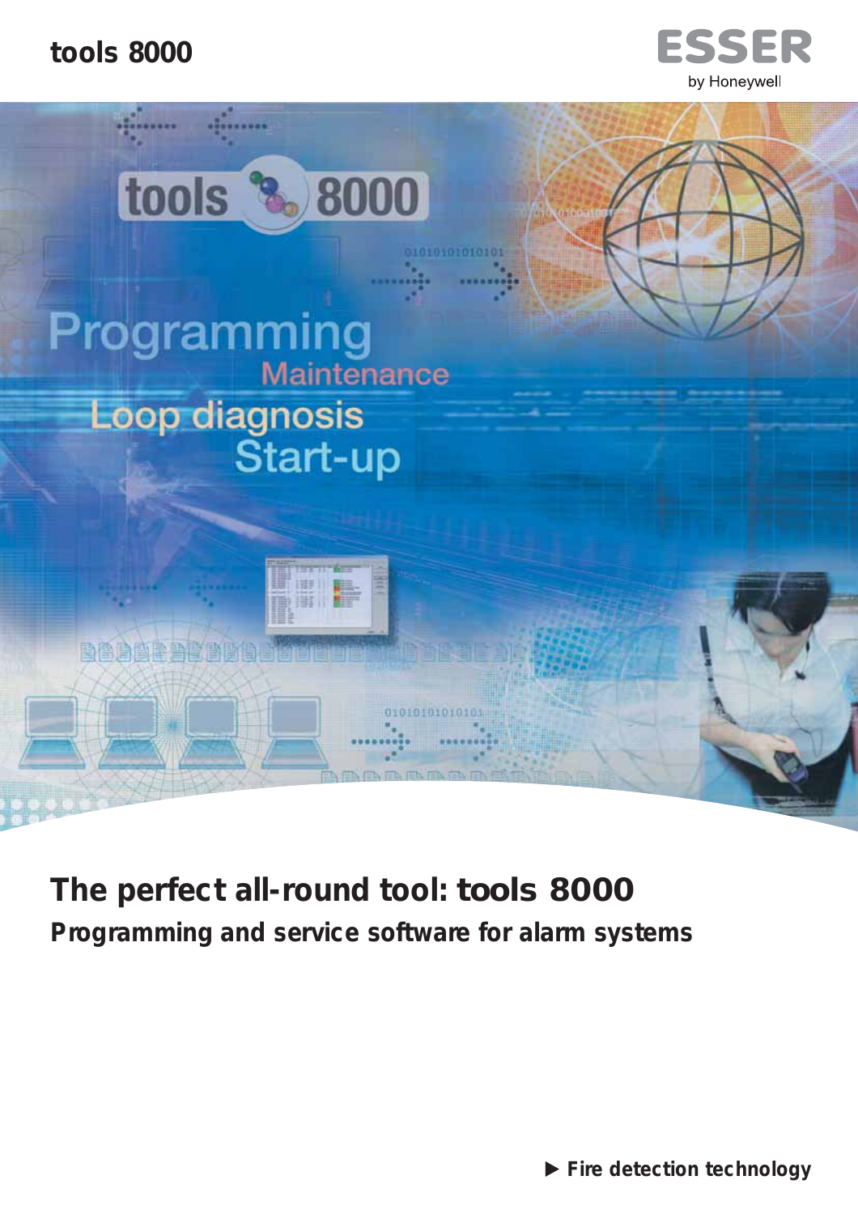tools 8000

ESSER by Honeywell

tools 8000

Programming

Maintenance

Loop diagnosis

Start-up

# The perfect all-round tool: tools 8000

## Programming and service software for alarm systems

▶ Fire detection technology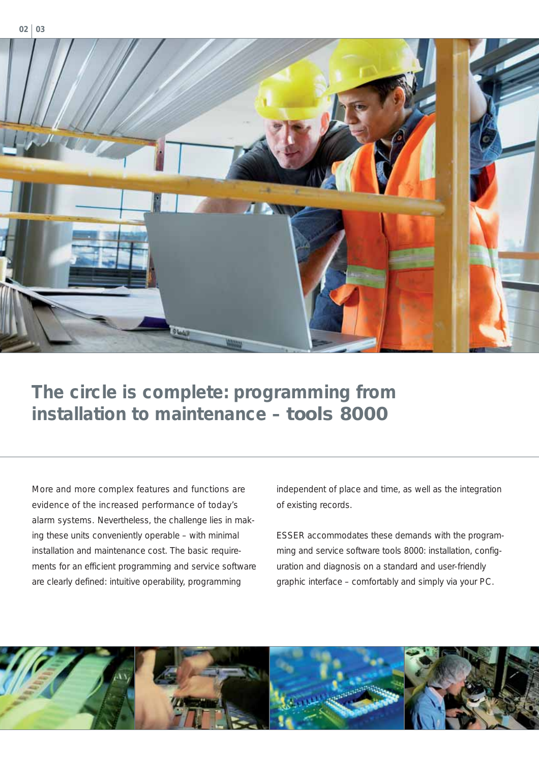# The circle is complete: programming from installation to maintenance – tools 8000

More and more complex features and functions are evidence of the increased performance of today's alarm systems. Nevertheless, the challenge lies in making these units conveniently operable – with minimal installation and maintenance cost. The basic requirements for an efficient programming and service software are clearly defined: intuitive operability, programming independent of place and time, as well as the integration of existing records.

ESSER accommodates these demands with the programming and service software tools 8000: installation, configuration and diagnosis on a standard and user-friendly graphic interface – comfortably and simply via your PC.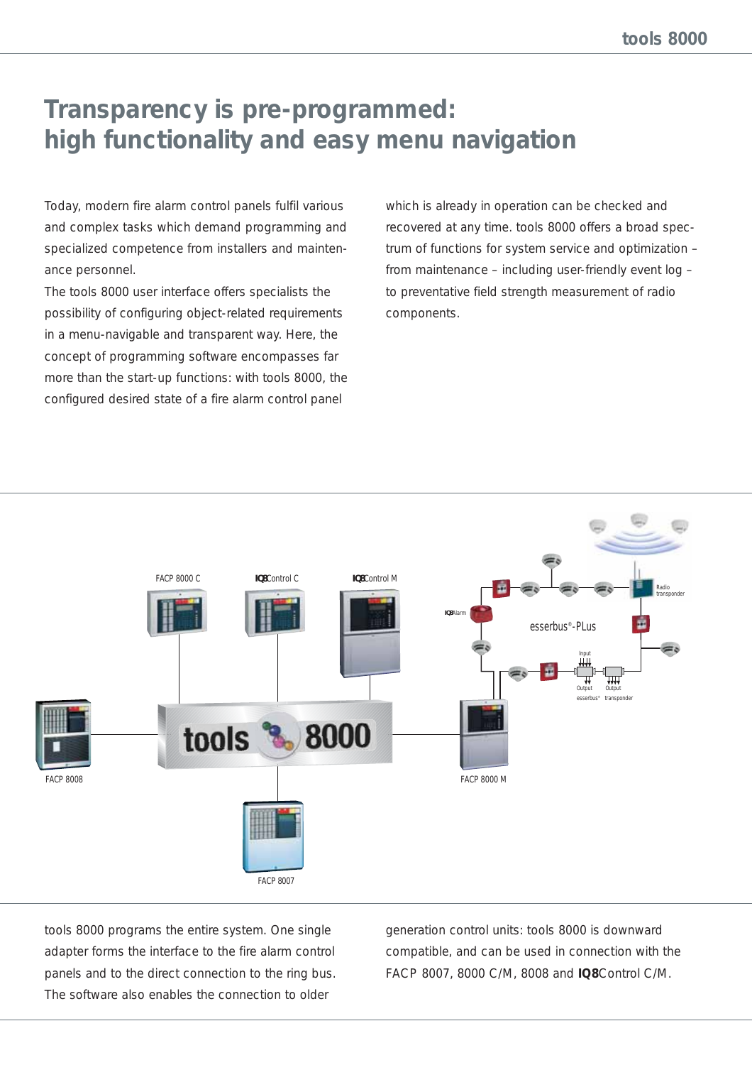# Transparency is pre-programmed: high functionality and easy menu navigation

Today, modern fire alarm control panels fulfil various and complex tasks which demand programming and specialized competence from installers and maintenance personnel.

The tools 8000 user interface offers specialists the possibility of configuring object-related requirements in a menu-navigable and transparent way. Here, the concept of programming software encompasses far more than the start-up functions: with tools 8000, the configured desired state of a fire alarm control panel which is already in operation can be checked and recovered at any time. tools 8000 offers a broad spectrum of functions for system service and optimization – from maintenance – including user-friendly event log – to preventative field strength measurement of radio components.

tools 8000 programs the entire system. One single adapter forms the interface to the fire alarm control panels and to the direct connection to the ring bus. The software also enables the connection to older generation control units: tools 8000 is downward compatible, and can be used in connection with the FACP 8007, 8000 C/M, 8008 and **IQ8**Control C/M.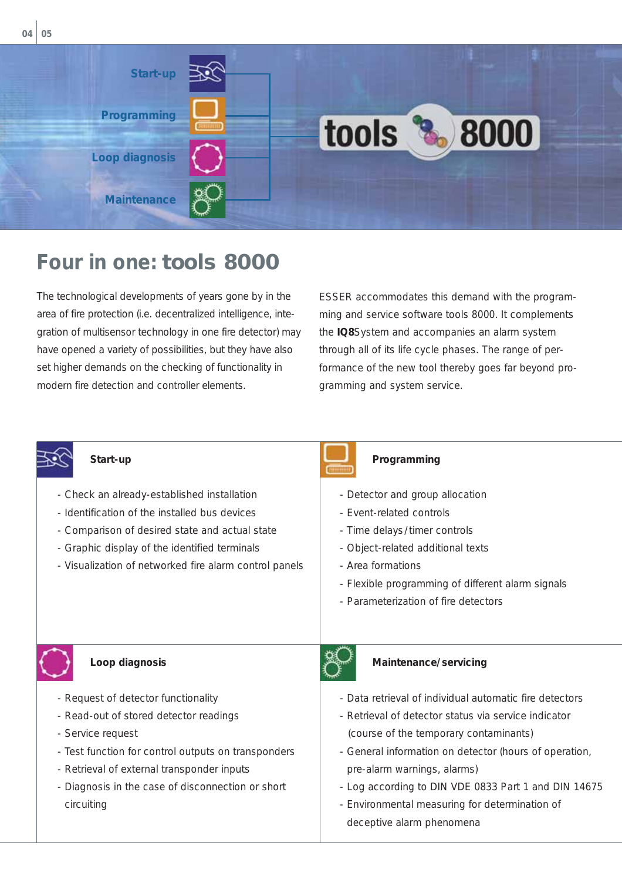# Four in one: tools 8000

The technological developments of years gone by in the area of fire protection (i.e. decentralized intelligence, integration of multisensor technology in one fire detector) may have opened a variety of possibilities, but they have also set higher demands on the checking of functionality in modern fire detection and controller elements.

ESSER accommodates this demand with the programming and service software tools 8000. It complements the **IQ8**System and accompanies an alarm system through all of its life cycle phases. The range of performance of the new tool thereby goes far beyond programming and system service.

### Start-up

- Check an already-established installation
- Identification of the installed bus devices
- Comparison of desired state and actual state
- Graphic display of the identified terminals
- Visualization of networked fire alarm control panels

### Programming

- Detector and group allocation
- Event-related controls
- Time delays/timer controls
- Object-related additional texts
- Area formations
- Flexible programming of different alarm signals
- Parameterization of fire detectors

### Loop diagnosis

- Request of detector functionality
- Read-out of stored detector readings
- Service request
- Test function for control outputs on transponders
- Retrieval of external transponder inputs
- Diagnosis in the case of disconnection or short circuiting

### Maintenance/servicing

- Data retrieval of individual automatic fire detectors
- Retrieval of detector status via service indicator (course of the temporary contaminants)
- General information on detector (hours of operation, pre-alarm warnings, alarms)
- Log according to DIN VDE 0833 Part 1 and DIN 14675
- Environmental measuring for determination of deceptive alarm phenomena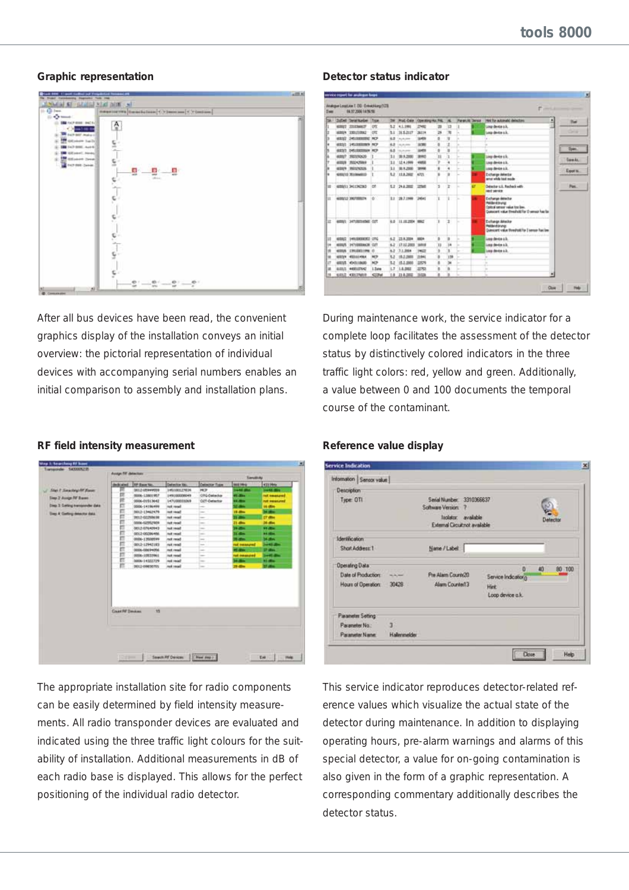## Graphic representation

After all bus devices have been read, the convenient graphics display of the installation conveys an initial overview: the pictorial representation of individual devices with accompanying serial numbers enables an initial comparison to assembly and installation plans.

## Detector status indicator

During maintenance work, the service indicator for a complete loop facilitates the assessment of the detector status by distinctively colored indicators in the three traffic light colors: red, yellow and green. Additionally, a value between 0 and 100 documents the temporal course of the contaminant.

## RF field intensity measurement

The appropriate installation site for radio components can be easily determined by field intensity measurements. All radio transponder devices are evaluated and indicated using the three traffic light colours for the suitability of installation. Additional measurements in dB of each radio base is displayed. This allows for the perfect positioning of the individual radio detector.

## Reference value display

This service indicator reproduces detector-related reference values which visualize the actual state of the detector during maintenance. In addition to displaying operating hours, pre-alarm warnings and alarms of this special detector, a value for on-going contamination is also given in the form of a graphic representation. A corresponding commentary additionally describes the detector status.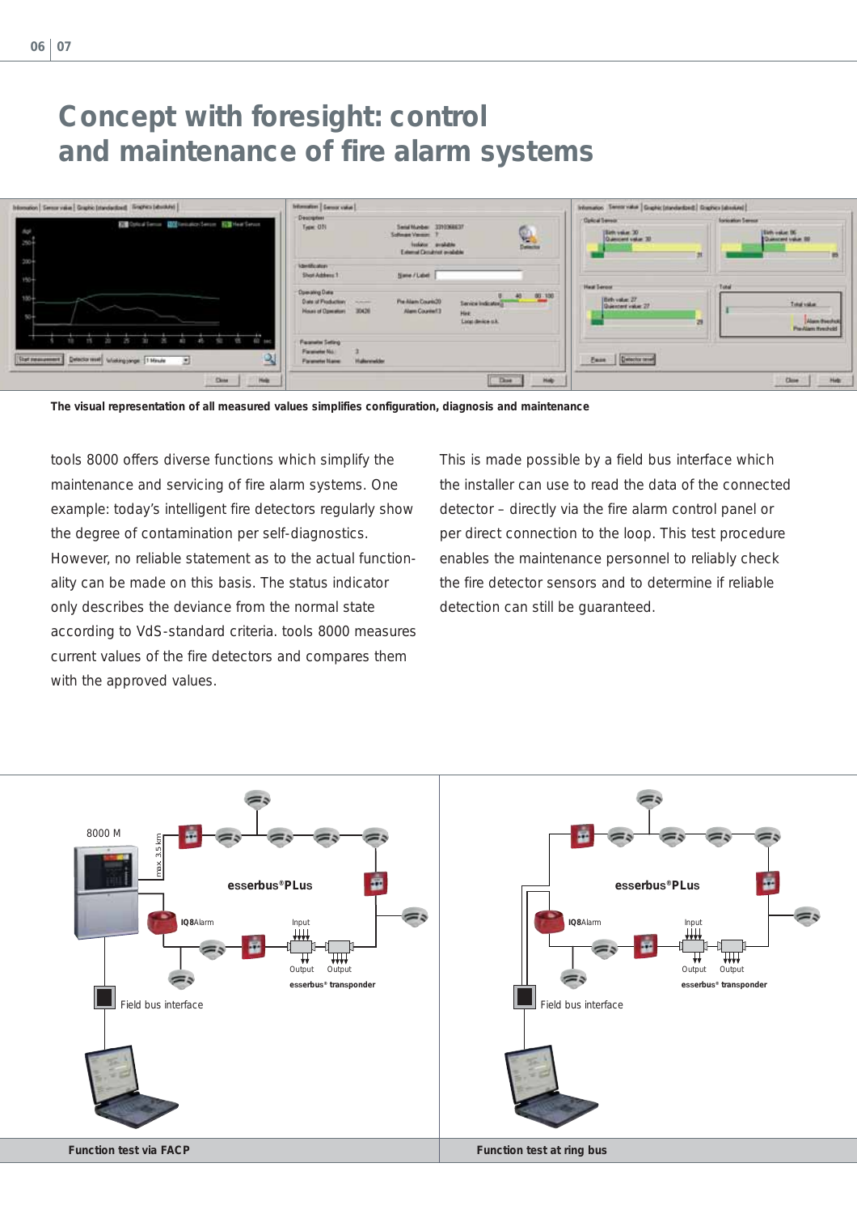# Concept with foresight: control and maintenance of fire alarm systems

**The visual representation of all measured values simplifies configuration, diagnosis and maintenance**

tools 8000 offers diverse functions which simplify the maintenance and servicing of fire alarm systems. One example: today's intelligent fire detectors regularly show the degree of contamination per self-diagnostics. However, no reliable statement as to the actual functionality can be made on this basis. The status indicator only describes the deviance from the normal state according to VdS-standard criteria. tools 8000 measures current values of the fire detectors and compares them with the approved values.

This is made possible by a field bus interface which the installer can use to read the data of the connected detector – directly via the fire alarm control panel or per direct connection to the loop. This test procedure enables the maintenance personnel to reliably check the fire detector sensors and to determine if reliable detection can still be guaranteed.

**Function test via FACP**

**Function test at ring bus**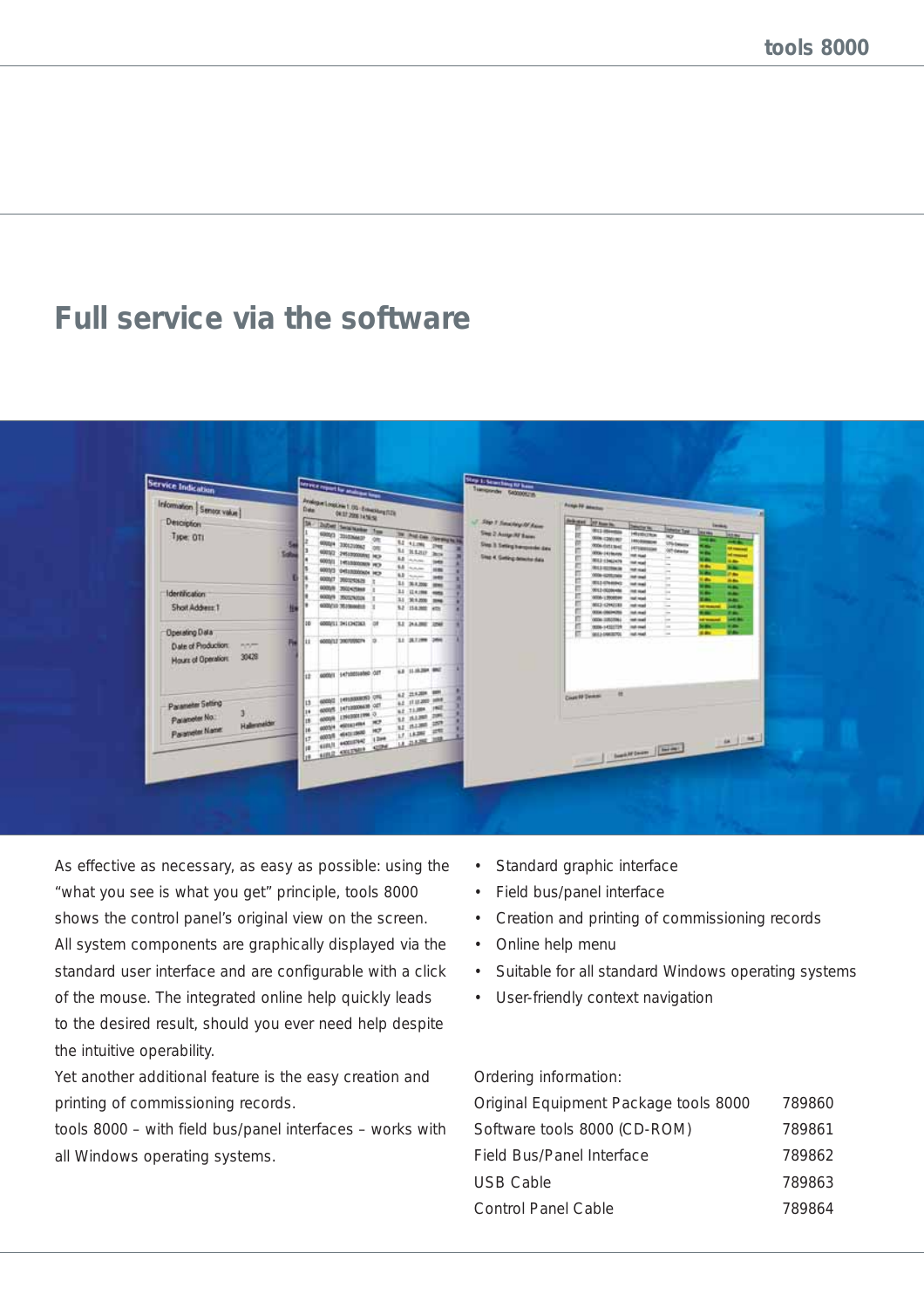# Full service via the software

As effective as necessary, as easy as possible: using the "what you see is what you get" principle, tools 8000 shows the control panel's original view on the screen. All system components are graphically displayed via the standard user interface and are configurable with a click of the mouse. The integrated online help quickly leads to the desired result, should you ever need help despite the intuitive operability.

Yet another additional feature is the easy creation and printing of commissioning records.

tools 8000 – with field bus/panel interfaces – works with all Windows operating systems.

- Standard graphic interface
- Field bus/panel interface
- Creation and printing of commissioning records
- Online help menu
- Suitable for all standard Windows operating systems
- User-friendly context navigation

Ordering information:

| | |
|---|---|
| Original Equipment Package tools 8000 | 789860 |
| Software tools 8000 (CD-ROM) | 789861 |
| Field Bus/Panel Interface | 789862 |
| USB Cable | 789863 |
| Control Panel Cable | 789864 |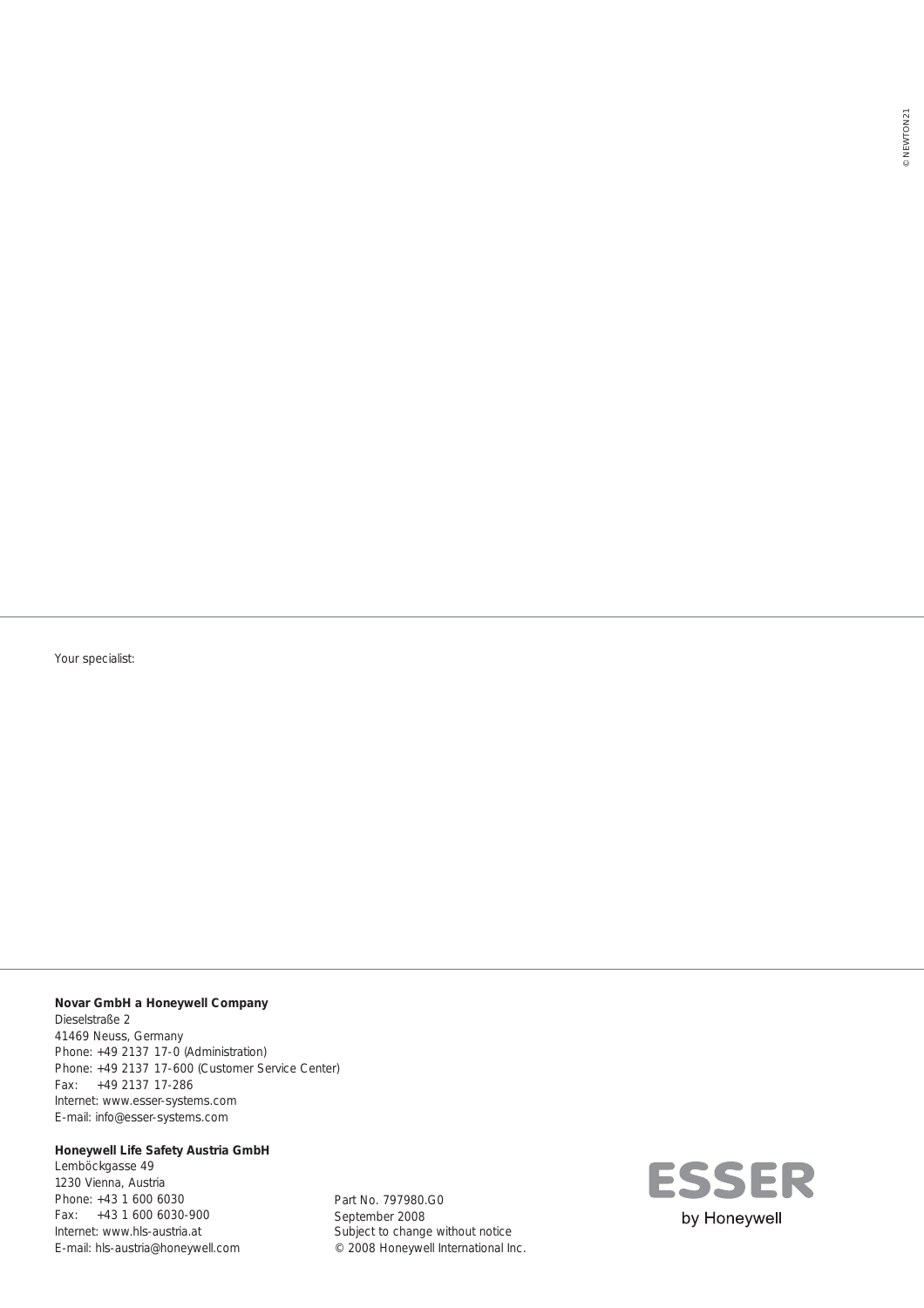© NEWTON21

Your specialist:

**Novar GmbH a Honeywell Company**
Dieselstraße 2
41469 Neuss, Germany
Phone: +49 2137 17-0 (Administration)
Phone: +49 2137 17-600 (Customer Service Center)
Fax: +49 2137 17-286
Internet: www.esser-systems.com
E-mail: info@esser-systems.com

**Honeywell Life Safety Austria GmbH**
Lemböckgasse 49
1230 Vienna, Austria
Phone: +43 1 600 6030
Fax: +43 1 600 6030-900
Internet: www.hls-austria.at
E-mail: hls-austria@honeywell.com

Part No. 797980.G0
September 2008
Subject to change without notice
© 2008 Honeywell International Inc.

ESSER
by Honeywell